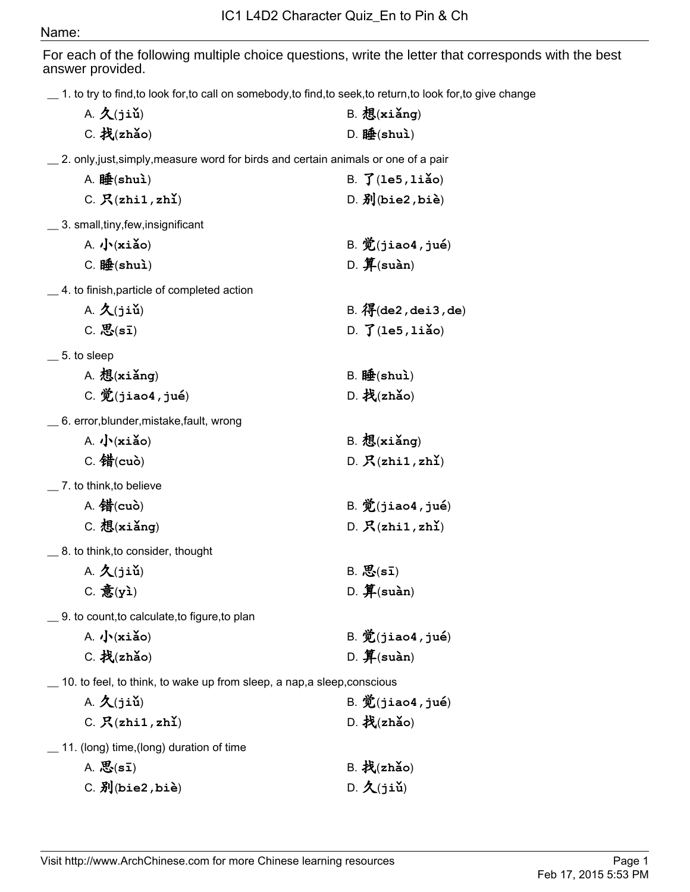# IC1 L4D2 Character Quiz_En to Pin & Ch

Name:

For each of the following multiple choice questions, write the letter that corresponds with the best answer provided.

__ 1. to try to find,to look for,to call on somebody,to find,to seek,to return,to look for,to give change

A. 久(jiǔ)   B. 想(xiǎng)
C. 找(zhǎo)   D. 睡(shuì)

__ 2. only,just,simply,measure word for birds and certain animals or one of a pair

A. 睡(shuì)   B. 了(le5,liǎo)
C. 只(zhi1,zhǐ)   D. 别(bie2,biè)

__ 3. small,tiny,few,insignificant

A. 小(xiǎo)   B. 觉(jiao4,jué)
C. 睡(shuì)   D. 算(suàn)

__ 4. to finish,particle of completed action

A. 久(jiǔ)   B. 得(de2,dei3,de)
C. 思(sī)   D. 了(le5,liǎo)

__ 5. to sleep

A. 想(xiǎng)   B. 睡(shuì)
C. 觉(jiao4,jué)   D. 找(zhǎo)

__ 6. error,blunder,mistake,fault, wrong

A. 小(xiǎo)   B. 想(xiǎng)
C. 错(cuò)   D. 只(zhi1,zhǐ)

__ 7. to think,to believe

A. 错(cuò)   B. 觉(jiao4,jué)
C. 想(xiǎng)   D. 只(zhi1,zhǐ)

__ 8. to think,to consider, thought

A. 久(jiǔ)   B. 思(sī)
C. 意(yì)   D. 算(suàn)

__ 9. to count,to calculate,to figure,to plan

A. 小(xiǎo)   B. 觉(jiao4,jué)
C. 找(zhǎo)   D. 算(suàn)

__ 10. to feel, to think, to wake up from sleep, a nap,a sleep,conscious

A. 久(jiǔ)   B. 觉(jiao4,jué)
C. 只(zhi1,zhǐ)   D. 找(zhǎo)

__ 11. (long) time,(long) duration of time

A. 思(sī)   B. 找(zhǎo)
C. 别(bie2,biè)   D. 久(jiǔ)

Visit http://www.ArchChinese.com for more Chinese learning resources

Feb 17, 2015 5:53 PM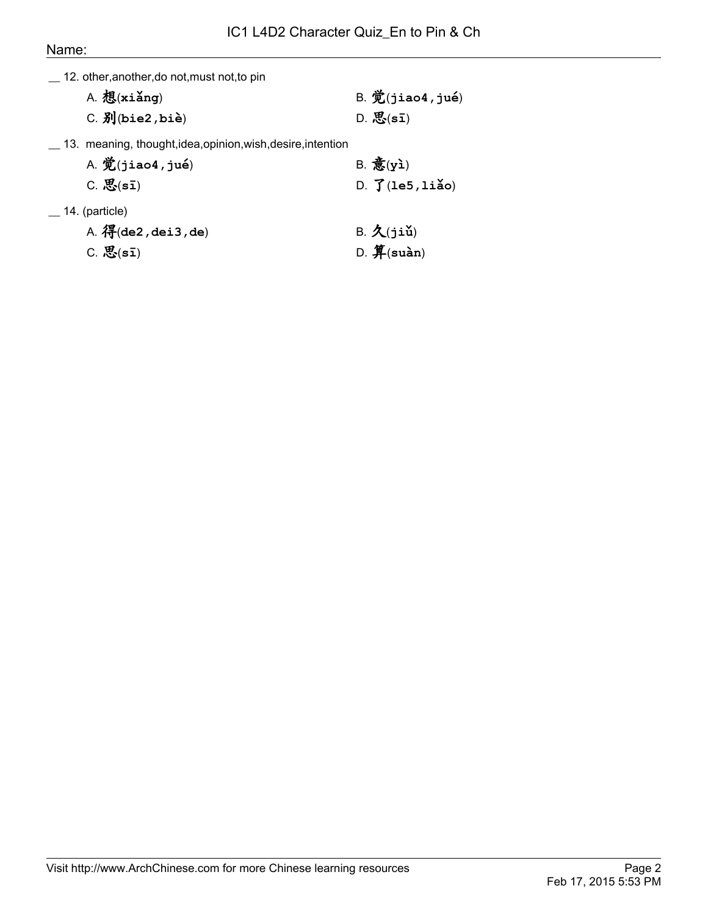__ 12. other,another,do not,must not,to pin

A. 想(xiǎng)

B. 觉(jiao4,jué)

C. 别(bie2,biè)

D. 思(sī)

__ 13. meaning, thought,idea,opinion,wish,desire,intention

A. 觉(jiao4,jué)

B. 意(yì)

C. 思(sī)

D. 了(le5,liǎo)

__ 14. (particle)

A. 得(de2,dei3,de)

B. 久(jiǔ)

C. 思(sī)

D. 算(suàn)